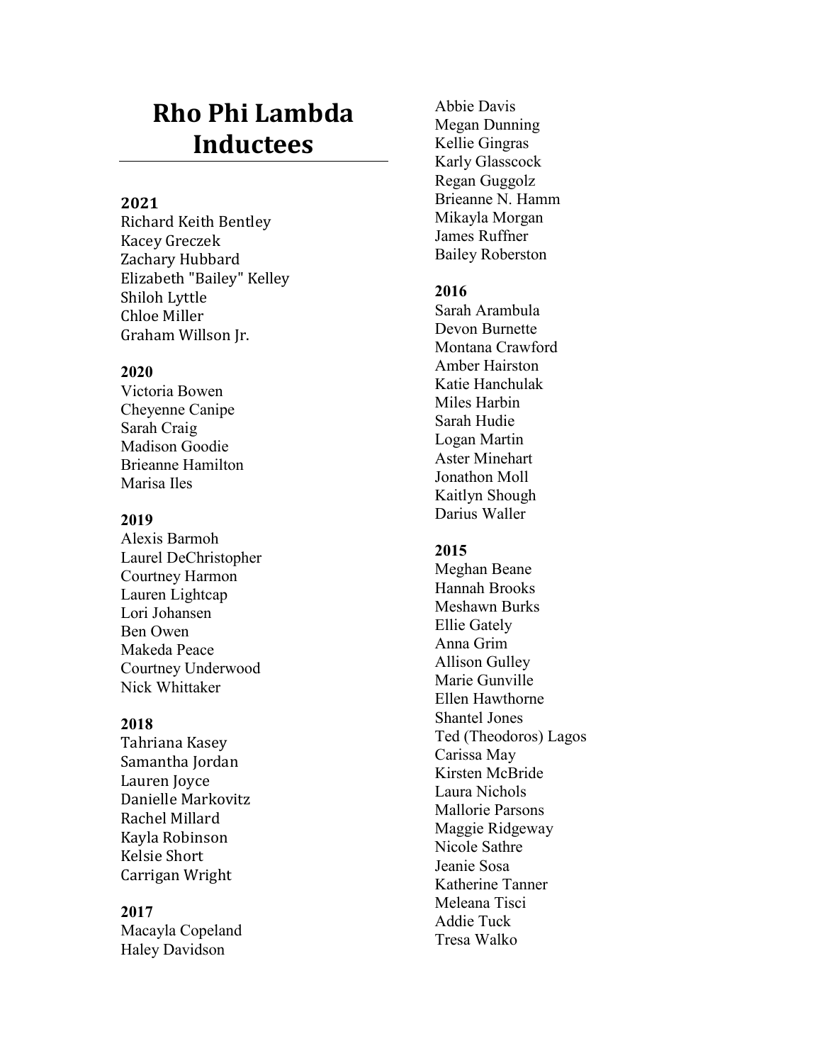# Rho Phi Lambda Inductees

### 2021

Richard Keith Bentley
Kacey Greczek
Zachary Hubbard
Elizabeth "Bailey" Kelley
Shiloh Lyttle
Chloe Miller
Graham Willson Jr.

### 2020

Victoria Bowen
Cheyenne Canipe
Sarah Craig
Madison Goodie
Brieanne Hamilton
Marisa Iles

### 2019

Alexis Barmoh
Laurel DeChristopher
Courtney Harmon
Lauren Lightcap
Lori Johansen
Ben Owen
Makeda Peace
Courtney Underwood
Nick Whittaker

### 2018

Tahriana Kasey
Samantha Jordan
Lauren Joyce
Danielle Markovitz
Rachel Millard
Kayla Robinson
Kelsie Short
Carrigan Wright

### 2017

Macayla Copeland
Haley Davidson
Abbie Davis
Megan Dunning
Kellie Gingras
Karly Glasscock
Regan Guggolz
Brieanne N. Hamm
Mikayla Morgan
James Ruffner
Bailey Roberston

### 2016

Sarah Arambula
Devon Burnette
Montana Crawford
Amber Hairston
Katie Hanchulak
Miles Harbin
Sarah Hudie
Logan Martin
Aster Minehart
Jonathon Moll
Kaitlyn Shough
Darius Waller

### 2015

Meghan Beane
Hannah Brooks
Meshawn Burks
Ellie Gately
Anna Grim
Allison Gulley
Marie Gunville
Ellen Hawthorne
Shantel Jones
Ted (Theodoros) Lagos
Carissa May
Kirsten McBride
Laura Nichols
Mallorie Parsons
Maggie Ridgeway
Nicole Sathre
Jeanie Sosa
Katherine Tanner
Meleana Tisci
Addie Tuck
Tresa Walko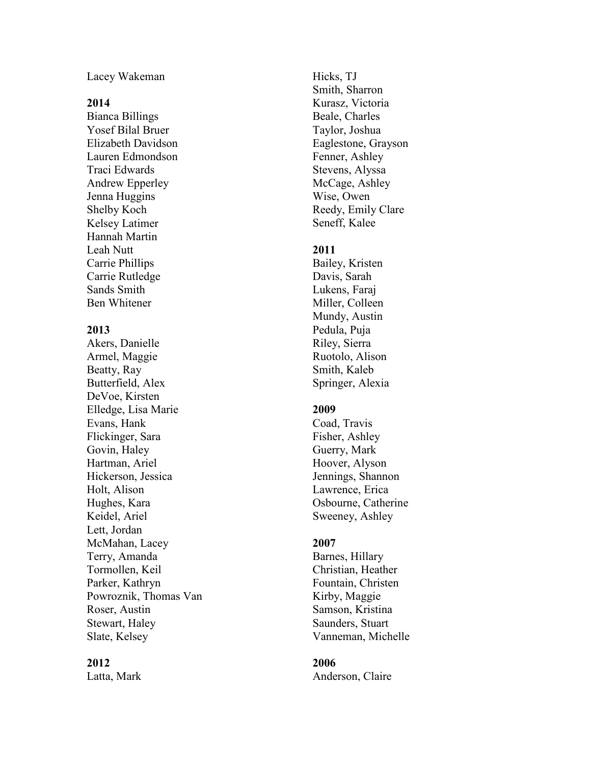Lacey Wakeman

**2014**

Bianca Billings
Yosef Bilal Bruer
Elizabeth Davidson
Lauren Edmondson
Traci Edwards
Andrew Epperley
Jenna Huggins
Shelby Koch
Kelsey Latimer
Hannah Martin
Leah Nutt
Carrie Phillips
Carrie Rutledge
Sands Smith
Ben Whitener

**2013**

Akers, Danielle
Armel, Maggie
Beatty, Ray
Butterfield, Alex
DeVoe, Kirsten
Elledge, Lisa Marie
Evans, Hank
Flickinger, Sara
Govin, Haley
Hartman, Ariel
Hickerson, Jessica
Holt, Alison
Hughes, Kara
Keidel, Ariel
Lett, Jordan
McMahan, Lacey
Terry, Amanda
Tormollen, Keil
Parker, Kathryn
Powroznik, Thomas Van
Roser, Austin
Stewart, Haley
Slate, Kelsey

**2012**

Latta, Mark
Hicks, TJ
Smith, Sharron
Kurasz, Victoria
Beale, Charles
Taylor, Joshua
Eaglestone, Grayson
Fenner, Ashley
Stevens, Alyssa
McCage, Ashley
Wise, Owen
Reedy, Emily Clare
Seneff, Kalee

**2011**

Bailey, Kristen
Davis, Sarah
Lukens, Faraj
Miller, Colleen
Mundy, Austin
Pedula, Puja
Riley, Sierra
Ruotolo, Alison
Smith, Kaleb
Springer, Alexia

**2009**

Coad, Travis
Fisher, Ashley
Guerry, Mark
Hoover, Alyson
Jennings, Shannon
Lawrence, Erica
Osbourne, Catherine
Sweeney, Ashley

**2007**

Barnes, Hillary
Christian, Heather
Fountain, Christen
Kirby, Maggie
Samson, Kristina
Saunders, Stuart
Vanneman, Michelle

**2006**

Anderson, Claire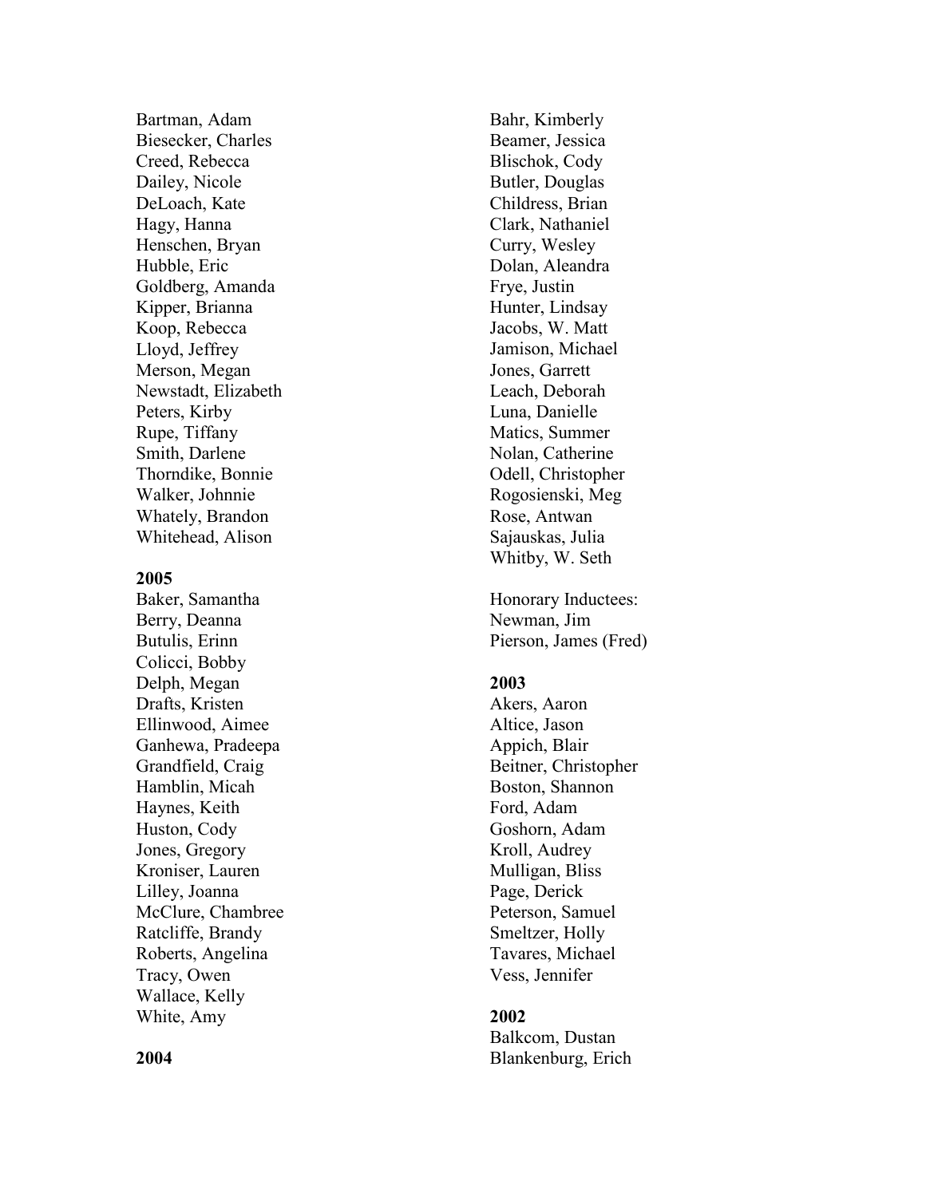Bartman, Adam
Biesecker, Charles
Creed, Rebecca
Dailey, Nicole
DeLoach, Kate
Hagy, Hanna
Henschen, Bryan
Hubble, Eric
Goldberg, Amanda
Kipper, Brianna
Koop, Rebecca
Lloyd, Jeffrey
Merson, Megan
Newstadt, Elizabeth
Peters, Kirby
Rupe, Tiffany
Smith, Darlene
Thorndike, Bonnie
Walker, Johnnie
Whately, Brandon
Whitehead, Alison

**2005**

Baker, Samantha
Berry, Deanna
Butulis, Erinn
Colicci, Bobby
Delph, Megan
Drafts, Kristen
Ellinwood, Aimee
Ganhewa, Pradeepa
Grandfield, Craig
Hamblin, Micah
Haynes, Keith
Huston, Cody
Jones, Gregory
Kroniser, Lauren
Lilley, Joanna
McClure, Chambree
Ratcliffe, Brandy
Roberts, Angelina
Tracy, Owen
Wallace, Kelly
White, Amy

**2004**

Bahr, Kimberly
Beamer, Jessica
Blischok, Cody
Butler, Douglas
Childress, Brian
Clark, Nathaniel
Curry, Wesley
Dolan, Aleandra
Frye, Justin
Hunter, Lindsay
Jacobs, W. Matt
Jamison, Michael
Jones, Garrett
Leach, Deborah
Luna, Danielle
Matics, Summer
Nolan, Catherine
Odell, Christopher
Rogosienski, Meg
Rose, Antwan
Sajauskas, Julia
Whitby, W. Seth

Honorary Inductees:
Newman, Jim
Pierson, James (Fred)

**2003**

Akers, Aaron
Altice, Jason
Appich, Blair
Beitner, Christopher
Boston, Shannon
Ford, Adam
Goshorn, Adam
Kroll, Audrey
Mulligan, Bliss
Page, Derick
Peterson, Samuel
Smeltzer, Holly
Tavares, Michael
Vess, Jennifer

**2002**

Balkcom, Dustan
Blankenburg, Erich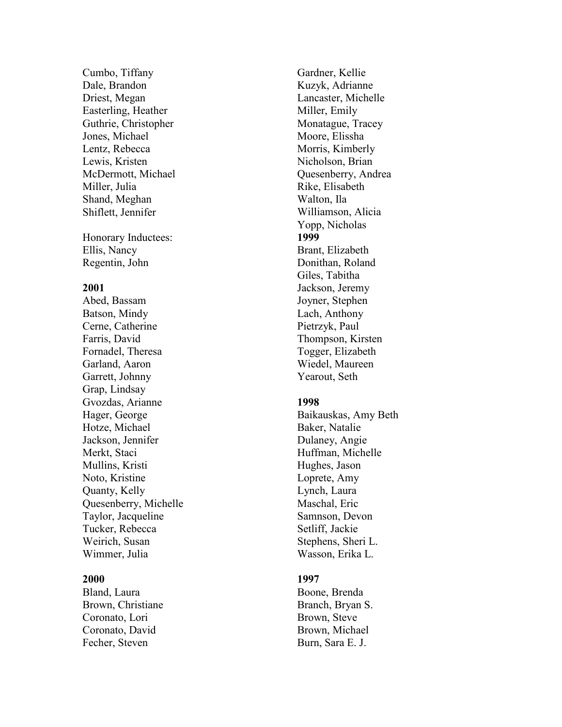Cumbo, Tiffany
Dale, Brandon
Driest, Megan
Easterling, Heather
Guthrie, Christopher
Jones, Michael
Lentz, Rebecca
Lewis, Kristen
McDermott, Michael
Miller, Julia
Shand, Meghan
Shiflett, Jennifer

Honorary Inductees:
Ellis, Nancy
Regentin, John

**2001**

Abed, Bassam
Batson, Mindy
Cerne, Catherine
Farris, David
Fornadel, Theresa
Garland, Aaron
Garrett, Johnny
Grap, Lindsay
Gvozdas, Arianne
Hager, George
Hotze, Michael
Jackson, Jennifer
Merkt, Staci
Mullins, Kristi
Noto, Kristine
Quanty, Kelly
Quesenberry, Michelle
Taylor, Jacqueline
Tucker, Rebecca
Weirich, Susan
Wimmer, Julia

**2000**

Bland, Laura
Brown, Christiane
Coronato, Lori
Coronato, David
Fecher, Steven
Gardner, Kellie
Kuzyk, Adrianne
Lancaster, Michelle
Miller, Emily
Monatague, Tracey
Moore, Elissha
Morris, Kimberly
Nicholson, Brian
Quesenberry, Andrea
Rike, Elisabeth
Walton, Ila
Williamson, Alicia
Yopp, Nicholas

**1999**

Brant, Elizabeth
Donithan, Roland
Giles, Tabitha
Jackson, Jeremy
Joyner, Stephen
Lach, Anthony
Pietrzyk, Paul
Thompson, Kirsten
Togger, Elizabeth
Wiedel, Maureen
Yearout, Seth

**1998**

Baikauskas, Amy Beth
Baker, Natalie
Dulaney, Angie
Huffman, Michelle
Hughes, Jason
Loprete, Amy
Lynch, Laura
Maschal, Eric
Samnson, Devon
Setliff, Jackie
Stephens, Sheri L.
Wasson, Erika L.

**1997**

Boone, Brenda
Branch, Bryan S.
Brown, Steve
Brown, Michael
Burn, Sara E. J.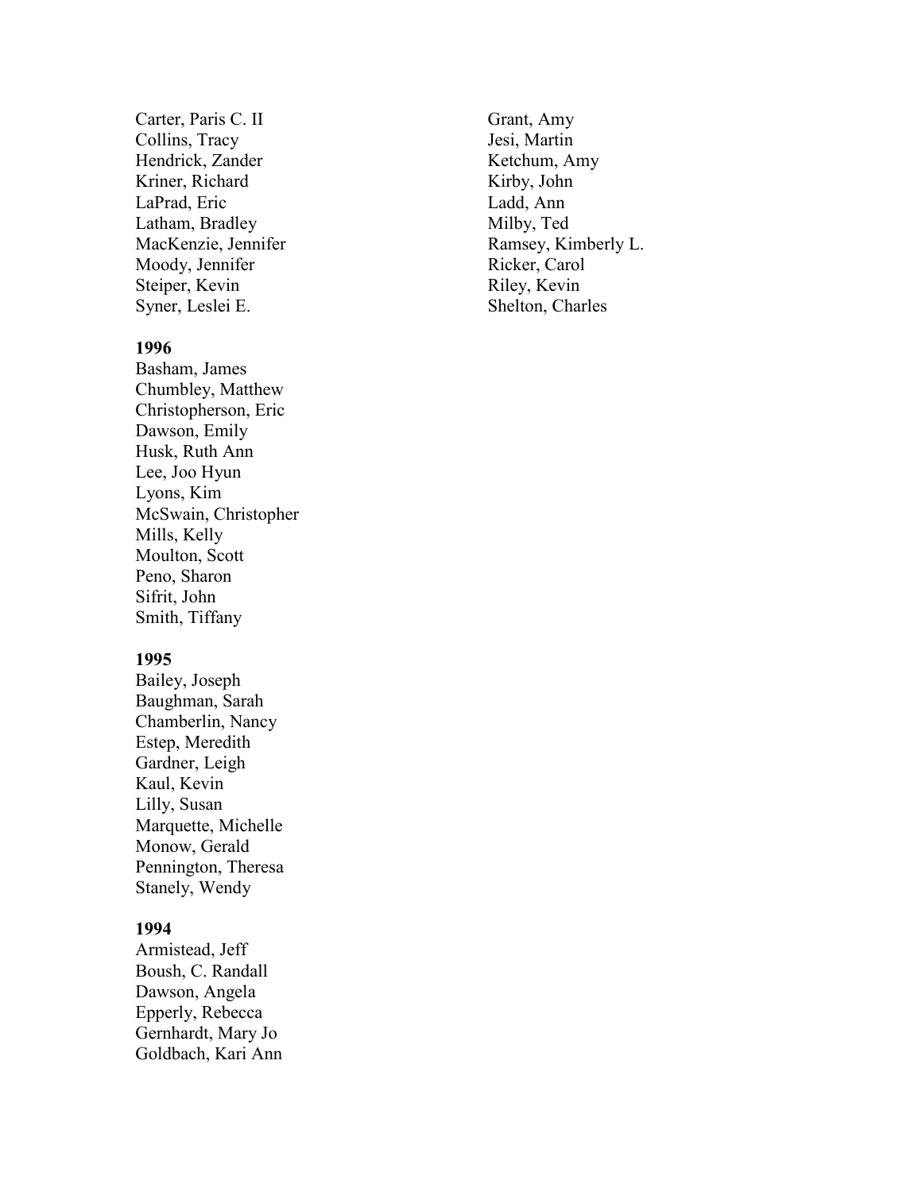Carter, Paris C. II
Collins, Tracy
Hendrick, Zander
Kriner, Richard
LaPrad, Eric
Latham, Bradley
MacKenzie, Jennifer
Moody, Jennifer
Steiper, Kevin
Syner, Leslei E.

**1996**

Basham, James
Chumbley, Matthew
Christopherson, Eric
Dawson, Emily
Husk, Ruth Ann
Lee, Joo Hyun
Lyons, Kim
McSwain, Christopher
Mills, Kelly
Moulton, Scott
Peno, Sharon
Sifrit, John
Smith, Tiffany

**1995**

Bailey, Joseph
Baughman, Sarah
Chamberlin, Nancy
Estep, Meredith
Gardner, Leigh
Kaul, Kevin
Lilly, Susan
Marquette, Michelle
Monow, Gerald
Pennington, Theresa
Stanely, Wendy

**1994**

Armistead, Jeff
Boush, C. Randall
Dawson, Angela
Epperly, Rebecca
Gernhardt, Mary Jo
Goldbach, Kari Ann
Grant, Amy
Jesi, Martin
Ketchum, Amy
Kirby, John
Ladd, Ann
Milby, Ted
Ramsey, Kimberly L.
Ricker, Carol
Riley, Kevin
Shelton, Charles